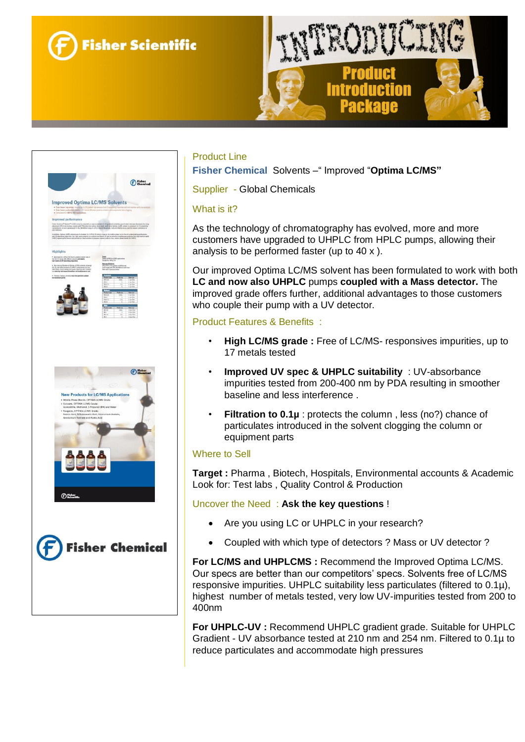# Fisher Scientific

# INTRODUCING

## Product Introduction Package

Fisher Chemical

Product Line

**Fisher Chemical** Solvents –" Improved "**Optima LC/MS"**

Supplier - Global Chemicals

What is it?

As the technology of chromatography has evolved, more and more customers have upgraded to UHPLC from HPLC pumps, allowing their analysis to be performed faster (up to 40 x ).

Our improved Optima LC/MS solvent has been formulated to work with both **LC and now also UHPLC** pumps **coupled with a Mass detector.** The improved grade offers further, additional advantages to those customers who couple their pump with a UV detector.

Product Features & Benefits :

- **High LC/MS grade :** Free of LC/MS- responsives impurities, up to 17 metals tested
- **Improved UV spec & UHPLC suitability** : UV-absorbance impurities tested from 200-400 nm by PDA resulting in smoother baseline and less interference .
- **Filtration to 0.1µ** : protects the column , less (no?) chance of particulates introduced in the solvent clogging the column or equipment parts

Where to Sell

**Target :** Pharma , Biotech, Hospitals, Environmental accounts & Academic
Look for: Test labs , Quality Control & Production

Uncover the Need : **Ask the key questions** !

- Are you using LC or UHPLC in your research?
- Coupled with which type of detectors ? Mass or UV detector ?

**For LC/MS and UHPLCMS :** Recommend the Improved Optima LC/MS. Our specs are better than our competitors' specs. Solvents free of LC/MS responsive impurities. UHPLC suitability less particulates (filtered to 0.1µ), highest number of metals tested, very low UV-impurities tested from 200 to 400nm

**For UHPLC-UV :** Recommend UHPLC gradient grade. Suitable for UHPLC Gradient - UV absorbance tested at 210 nm and 254 nm. Filtered to 0.1µ to reduce particulates and accommodate high pressures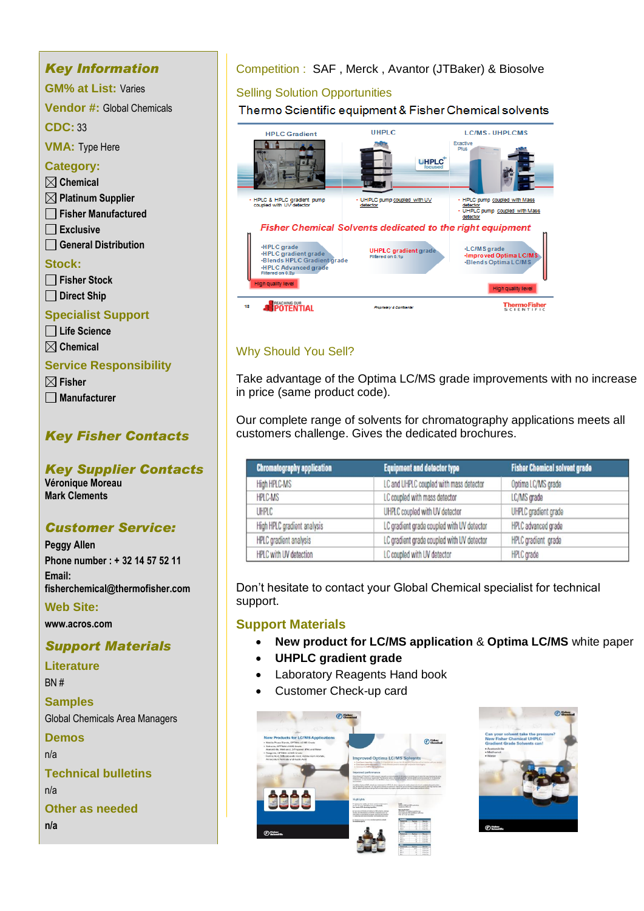## Key Information

**GM% at List:** Varies

**Vendor #:** Global Chemicals

**CDC:** 33

**VMA:** Type Here

**Category:**

- ☒ Chemical
- ☒ Platinum Supplier
- ☐ Fisher Manufactured
- ☐ Exclusive
- ☐ General Distribution

**Stock:**

- ☐ Fisher Stock
- ☐ Direct Ship

**Specialist Support**

- ☐ Life Science
- ☒ Chemical

**Service Responsibility**

- ☒ Fisher
- ☐ Manufacturer

## Key Fisher Contacts

## Key Supplier Contacts

**Véronique Moreau**
**Mark Clements**

## Customer Service:

**Peggy Allen**
**Phone number : + 32 14 57 52 11**
**Email:**
**fisherchemical@thermofisher.com**

**Web Site:**

**www.acros.com**

## Support Materials

**Literature**

BN #

**Samples**

Global Chemicals Area Managers

**Demos**

n/a

**Technical bulletins**

n/a

**Other as needed**

**n/a**

Competition : SAF , Merck , Avantor (JTBaker) & Biosolve

Selling Solution Opportunities

Thermo Scientific equipment & Fisher Chemical solvents

HPLC Gradient

UHPLC

LC/MS - UHPLCMS

Exactive Plus

UHPLC focused

- HPLC & HPLC gradient pump coupled with UV detector
- UHPLC pump coupled with UV detector
- HPLC pump coupled with Mass detector
- UHPLC pump coupled with Mass detector

*Fisher Chemical Solvents dedicated to the right equipment*

- HPLC grade
- HPLC gradient grade
- Blends HPLC Gradient grade
- HPLC Advanced grade

Filtered on 0.2μ

UHPLC gradient grade
Filtered on 0.1μ

- LC/MS grade
- Improved Optima LC/MS
- Blends Optima LC/MS

High quality level

High quality level

18 REACHING OUR POTENTIAL Proprietary & Confidential ThermoFisher SCIENTIFIC

### Why Should You Sell?

Take advantage of the Optima LC/MS grade improvements with no increase in price (same product code).

Our complete range of solvents for chromatography applications meets all customers challenge. Gives the dedicated brochures.

| Chromatography application | Equipment and detector type | Fisher Chemical solvent grade |
|---|---|---|
| High HPLC-MS | LC and UHPLC coupled with mass detector | Optima LC/MS grade |
| HPLC-MS | LC coupled with mass detector | LC/MS grade |
| UHPLC | UHPLC coupled with UV detector | UHPLC gradient grade |
| High HPLC gradient analysis | LC gradient grade coupled with UV detector | HPLC advanced grade |
| HPLC gradient analysis | LC gradient grade coupled with UV detector | HPLC gradient grade |
| HPLC with UV detection | LC coupled with UV detector | HPLC grade |

Don't hesitate to contact your Global Chemical specialist for technical support.

### Support Materials

- **New product for LC/MS application** & **Optima LC/MS** white paper
- **UHPLC gradient grade**
- Laboratory Reagents Hand book
- Customer Check-up card

New Products for LC/MS Applications

Improved Optima LC/MS Solvents

Can your solvent take the pressure? New Fisher Chemical UHPLC Gradient Grade Solvents can!